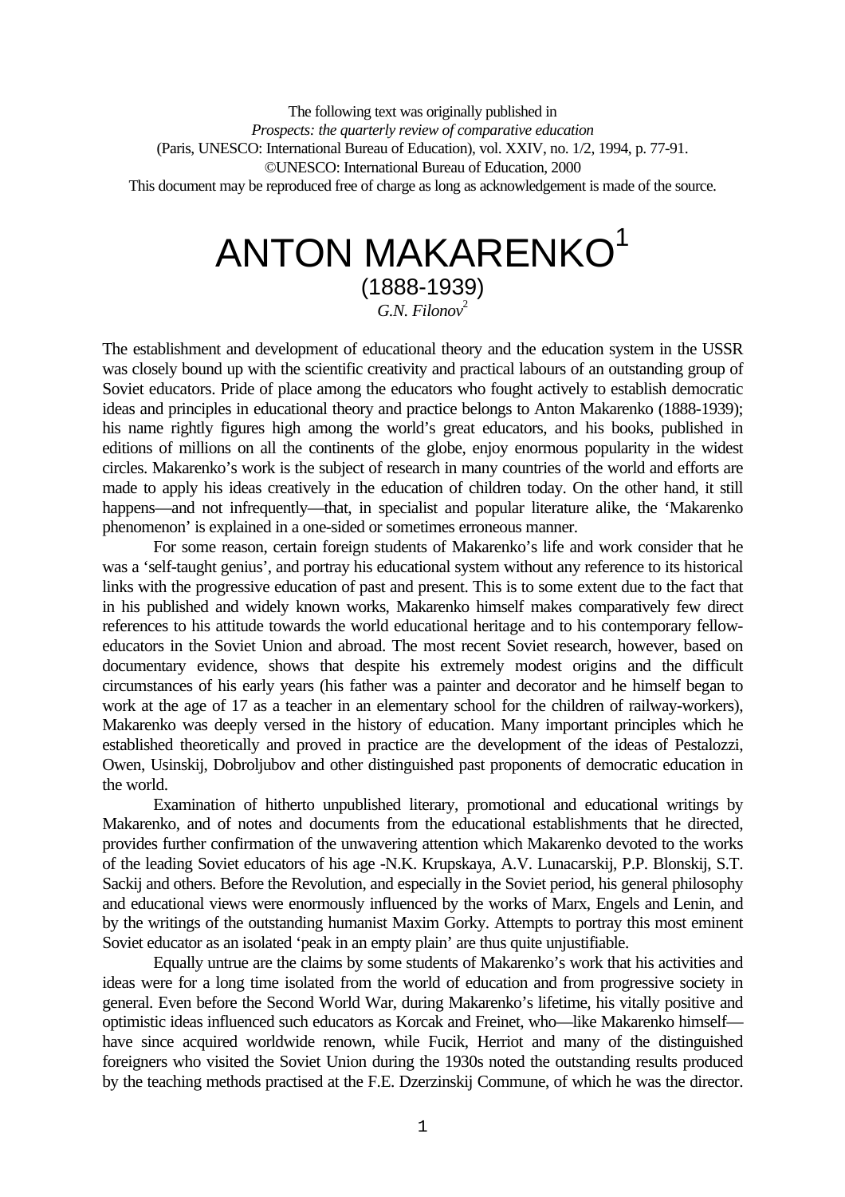The following text was originally published in
*Prospects: the quarterly review of comparative education*
(Paris, UNESCO: International Bureau of Education), vol. XXIV, no. 1/2, 1994, p. 77-91.
©UNESCO: International Bureau of Education, 2000
This document may be reproduced free of charge as long as acknowledgement is made of the source.

# ANTON MAKARENKO[1]

## (1888-1939)

*G.N. Filonov*[2]

The establishment and development of educational theory and the education system in the USSR was closely bound up with the scientific creativity and practical labours of an outstanding group of Soviet educators. Pride of place among the educators who fought actively to establish democratic ideas and principles in educational theory and practice belongs to Anton Makarenko (1888-1939); his name rightly figures high among the world's great educators, and his books, published in editions of millions on all the continents of the globe, enjoy enormous popularity in the widest circles. Makarenko's work is the subject of research in many countries of the world and efforts are made to apply his ideas creatively in the education of children today. On the other hand, it still happens—and not infrequently—that, in specialist and popular literature alike, the 'Makarenko phenomenon' is explained in a one-sided or sometimes erroneous manner.

For some reason, certain foreign students of Makarenko's life and work consider that he was a 'self-taught genius', and portray his educational system without any reference to its historical links with the progressive education of past and present. This is to some extent due to the fact that in his published and widely known works, Makarenko himself makes comparatively few direct references to his attitude towards the world educational heritage and to his contemporary fellow-educators in the Soviet Union and abroad. The most recent Soviet research, however, based on documentary evidence, shows that despite his extremely modest origins and the difficult circumstances of his early years (his father was a painter and decorator and he himself began to work at the age of 17 as a teacher in an elementary school for the children of railway-workers), Makarenko was deeply versed in the history of education. Many important principles which he established theoretically and proved in practice are the development of the ideas of Pestalozzi, Owen, Usinskij, Dobroljubov and other distinguished past proponents of democratic education in the world.

Examination of hitherto unpublished literary, promotional and educational writings by Makarenko, and of notes and documents from the educational establishments that he directed, provides further confirmation of the unwavering attention which Makarenko devoted to the works of the leading Soviet educators of his age -N.K. Krupskaya, A.V. Lunacarskij, P.P. Blonskij, S.T. Sackij and others. Before the Revolution, and especially in the Soviet period, his general philosophy and educational views were enormously influenced by the works of Marx, Engels and Lenin, and by the writings of the outstanding humanist Maxim Gorky. Attempts to portray this most eminent Soviet educator as an isolated 'peak in an empty plain' are thus quite unjustifiable.

Equally untrue are the claims by some students of Makarenko's work that his activities and ideas were for a long time isolated from the world of education and from progressive society in general. Even before the Second World War, during Makarenko's lifetime, his vitally positive and optimistic ideas influenced such educators as Korcak and Freinet, who—like Makarenko himself—have since acquired worldwide renown, while Fucik, Herriot and many of the distinguished foreigners who visited the Soviet Union during the 1930s noted the outstanding results produced by the teaching methods practised at the F.E. Dzerzinskij Commune, of which he was the director.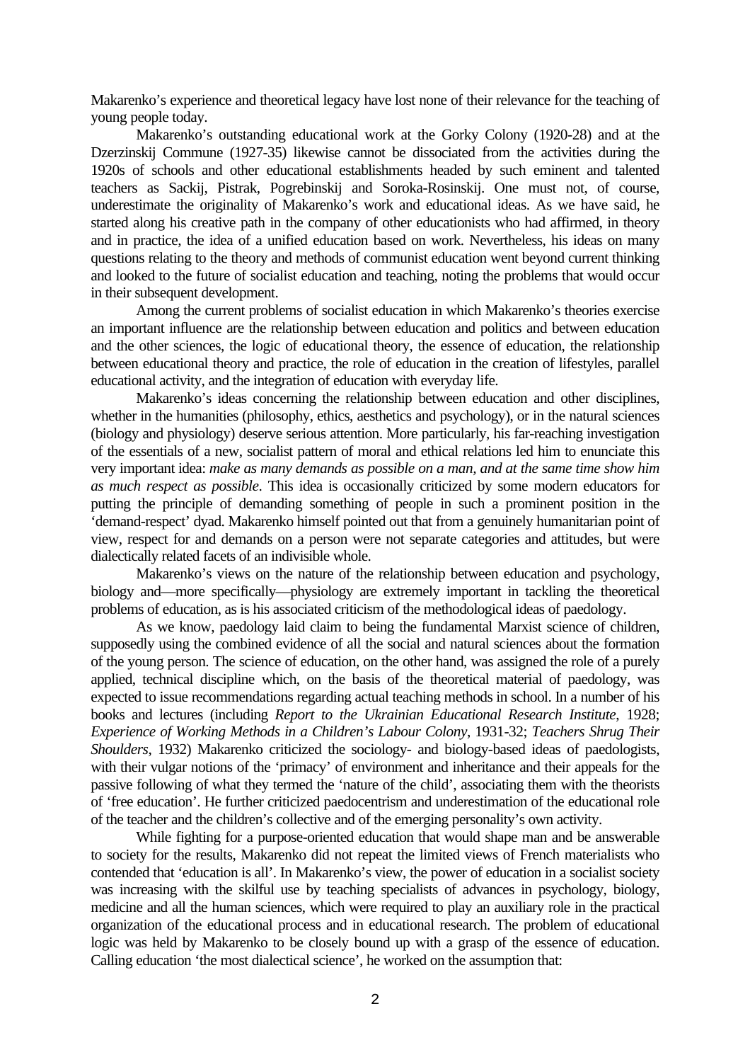Makarenko's experience and theoretical legacy have lost none of their relevance for the teaching of young people today.

Makarenko's outstanding educational work at the Gorky Colony (1920-28) and at the Dzerzinskij Commune (1927-35) likewise cannot be dissociated from the activities during the 1920s of schools and other educational establishments headed by such eminent and talented teachers as Sackij, Pistrak, Pogrebinskij and Soroka-Rosinskij. One must not, of course, underestimate the originality of Makarenko's work and educational ideas. As we have said, he started along his creative path in the company of other educationists who had affirmed, in theory and in practice, the idea of a unified education based on work. Nevertheless, his ideas on many questions relating to the theory and methods of communist education went beyond current thinking and looked to the future of socialist education and teaching, noting the problems that would occur in their subsequent development.

Among the current problems of socialist education in which Makarenko's theories exercise an important influence are the relationship between education and politics and between education and the other sciences, the logic of educational theory, the essence of education, the relationship between educational theory and practice, the role of education in the creation of lifestyles, parallel educational activity, and the integration of education with everyday life.

Makarenko's ideas concerning the relationship between education and other disciplines, whether in the humanities (philosophy, ethics, aesthetics and psychology), or in the natural sciences (biology and physiology) deserve serious attention. More particularly, his far-reaching investigation of the essentials of a new, socialist pattern of moral and ethical relations led him to enunciate this very important idea: *make as many demands as possible on a man, and at the same time show him as much respect as possible*. This idea is occasionally criticized by some modern educators for putting the principle of demanding something of people in such a prominent position in the 'demand-respect' dyad. Makarenko himself pointed out that from a genuinely humanitarian point of view, respect for and demands on a person were not separate categories and attitudes, but were dialectically related facets of an indivisible whole.

Makarenko's views on the nature of the relationship between education and psychology, biology and—more specifically—physiology are extremely important in tackling the theoretical problems of education, as is his associated criticism of the methodological ideas of paedology.

As we know, paedology laid claim to being the fundamental Marxist science of children, supposedly using the combined evidence of all the social and natural sciences about the formation of the young person. The science of education, on the other hand, was assigned the role of a purely applied, technical discipline which, on the basis of the theoretical material of paedology, was expected to issue recommendations regarding actual teaching methods in school. In a number of his books and lectures (including *Report to the Ukrainian Educational Research Institute*, 1928; *Experience of Working Methods in a Children's Labour Colony*, 1931-32; *Teachers Shrug Their Shoulders*, 1932) Makarenko criticized the sociology- and biology-based ideas of paedologists, with their vulgar notions of the 'primacy' of environment and inheritance and their appeals for the passive following of what they termed the 'nature of the child', associating them with the theorists of 'free education'. He further criticized paedocentrism and underestimation of the educational role of the teacher and the children's collective and of the emerging personality's own activity.

While fighting for a purpose-oriented education that would shape man and be answerable to society for the results, Makarenko did not repeat the limited views of French materialists who contended that 'education is all'. In Makarenko's view, the power of education in a socialist society was increasing with the skilful use by teaching specialists of advances in psychology, biology, medicine and all the human sciences, which were required to play an auxiliary role in the practical organization of the educational process and in educational research. The problem of educational logic was held by Makarenko to be closely bound up with a grasp of the essence of education. Calling education 'the most dialectical science', he worked on the assumption that: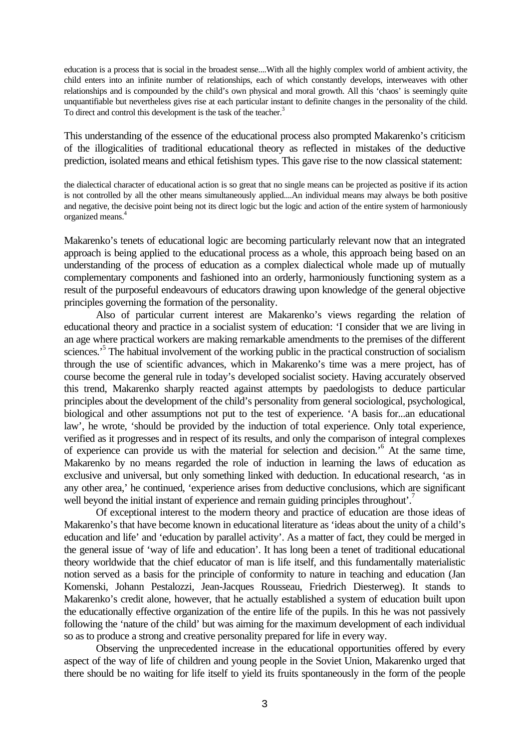> education is a process that is social in the broadest sense....With all the highly complex world of ambient activity, the child enters into an infinite number of relationships, each of which constantly develops, interweaves with other relationships and is compounded by the child's own physical and moral growth. All this 'chaos' is seemingly quite unquantifiable but nevertheless gives rise at each particular instant to definite changes in the personality of the child. To direct and control this development is the task of the teacher.[3]

This understanding of the essence of the educational process also prompted Makarenko's criticism of the illogicalities of traditional educational theory as reflected in mistakes of the deductive prediction, isolated means and ethical fetishism types. This gave rise to the now classical statement:

> the dialectical character of educational action is so great that no single means can be projected as positive if its action is not controlled by all the other means simultaneously applied....An individual means may always be both positive and negative, the decisive point being not its direct logic but the logic and action of the entire system of harmoniously organized means.[4]

Makarenko's tenets of educational logic are becoming particularly relevant now that an integrated approach is being applied to the educational process as a whole, this approach being based on an understanding of the process of education as a complex dialectical whole made up of mutually complementary components and fashioned into an orderly, harmoniously functioning system as a result of the purposeful endeavours of educators drawing upon knowledge of the general objective principles governing the formation of the personality.

Also of particular current interest are Makarenko's views regarding the relation of educational theory and practice in a socialist system of education: 'I consider that we are living in an age where practical workers are making remarkable amendments to the premises of the different sciences.'[5] The habitual involvement of the working public in the practical construction of socialism through the use of scientific advances, which in Makarenko's time was a mere project, has of course become the general rule in today's developed socialist society. Having accurately observed this trend, Makarenko sharply reacted against attempts by paedologists to deduce particular principles about the development of the child's personality from general sociological, psychological, biological and other assumptions not put to the test of experience. 'A basis for...an educational law', he wrote, 'should be provided by the induction of total experience. Only total experience, verified as it progresses and in respect of its results, and only the comparison of integral complexes of experience can provide us with the material for selection and decision.'[6] At the same time, Makarenko by no means regarded the role of induction in learning the laws of education as exclusive and universal, but only something linked with deduction. In educational research, 'as in any other area,' he continued, 'experience arises from deductive conclusions, which are significant well beyond the initial instant of experience and remain guiding principles throughout'.[7]

Of exceptional interest to the modern theory and practice of education are those ideas of Makarenko's that have become known in educational literature as 'ideas about the unity of a child's education and life' and 'education by parallel activity'. As a matter of fact, they could be merged in the general issue of 'way of life and education'. It has long been a tenet of traditional educational theory worldwide that the chief educator of man is life itself, and this fundamentally materialistic notion served as a basis for the principle of conformity to nature in teaching and education (Jan Komenski, Johann Pestalozzi, Jean-Jacques Rousseau, Friedrich Diesterweg). It stands to Makarenko's credit alone, however, that he actually established a system of education built upon the educationally effective organization of the entire life of the pupils. In this he was not passively following the 'nature of the child' but was aiming for the maximum development of each individual so as to produce a strong and creative personality prepared for life in every way.

Observing the unprecedented increase in the educational opportunities offered by every aspect of the way of life of children and young people in the Soviet Union, Makarenko urged that there should be no waiting for life itself to yield its fruits spontaneously in the form of the people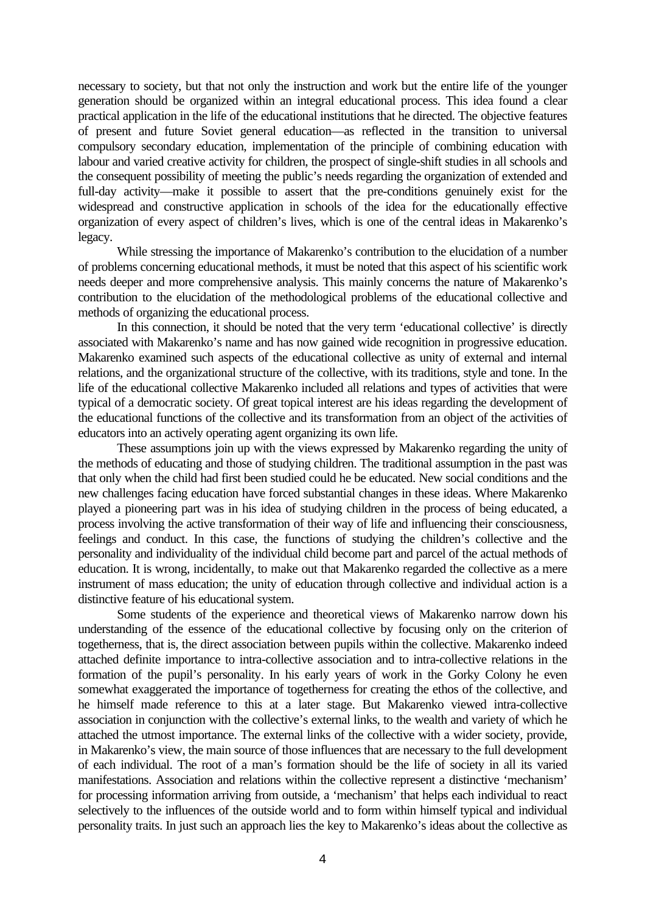necessary to society, but that not only the instruction and work but the entire life of the younger generation should be organized within an integral educational process. This idea found a clear practical application in the life of the educational institutions that he directed. The objective features of present and future Soviet general education—as reflected in the transition to universal compulsory secondary education, implementation of the principle of combining education with labour and varied creative activity for children, the prospect of single-shift studies in all schools and the consequent possibility of meeting the public's needs regarding the organization of extended and full-day activity—make it possible to assert that the pre-conditions genuinely exist for the widespread and constructive application in schools of the idea for the educationally effective organization of every aspect of children's lives, which is one of the central ideas in Makarenko's legacy.

While stressing the importance of Makarenko's contribution to the elucidation of a number of problems concerning educational methods, it must be noted that this aspect of his scientific work needs deeper and more comprehensive analysis. This mainly concerns the nature of Makarenko's contribution to the elucidation of the methodological problems of the educational collective and methods of organizing the educational process.

In this connection, it should be noted that the very term 'educational collective' is directly associated with Makarenko's name and has now gained wide recognition in progressive education. Makarenko examined such aspects of the educational collective as unity of external and internal relations, and the organizational structure of the collective, with its traditions, style and tone. In the life of the educational collective Makarenko included all relations and types of activities that were typical of a democratic society. Of great topical interest are his ideas regarding the development of the educational functions of the collective and its transformation from an object of the activities of educators into an actively operating agent organizing its own life.

These assumptions join up with the views expressed by Makarenko regarding the unity of the methods of educating and those of studying children. The traditional assumption in the past was that only when the child had first been studied could he be educated. New social conditions and the new challenges facing education have forced substantial changes in these ideas. Where Makarenko played a pioneering part was in his idea of studying children in the process of being educated, a process involving the active transformation of their way of life and influencing their consciousness, feelings and conduct. In this case, the functions of studying the children's collective and the personality and individuality of the individual child become part and parcel of the actual methods of education. It is wrong, incidentally, to make out that Makarenko regarded the collective as a mere instrument of mass education; the unity of education through collective and individual action is a distinctive feature of his educational system.

Some students of the experience and theoretical views of Makarenko narrow down his understanding of the essence of the educational collective by focusing only on the criterion of togetherness, that is, the direct association between pupils within the collective. Makarenko indeed attached definite importance to intra-collective association and to intra-collective relations in the formation of the pupil's personality. In his early years of work in the Gorky Colony he even somewhat exaggerated the importance of togetherness for creating the ethos of the collective, and he himself made reference to this at a later stage. But Makarenko viewed intra-collective association in conjunction with the collective's external links, to the wealth and variety of which he attached the utmost importance. The external links of the collective with a wider society, provide, in Makarenko's view, the main source of those influences that are necessary to the full development of each individual. The root of a man's formation should be the life of society in all its varied manifestations. Association and relations within the collective represent a distinctive 'mechanism' for processing information arriving from outside, a 'mechanism' that helps each individual to react selectively to the influences of the outside world and to form within himself typical and individual personality traits. In just such an approach lies the key to Makarenko's ideas about the collective as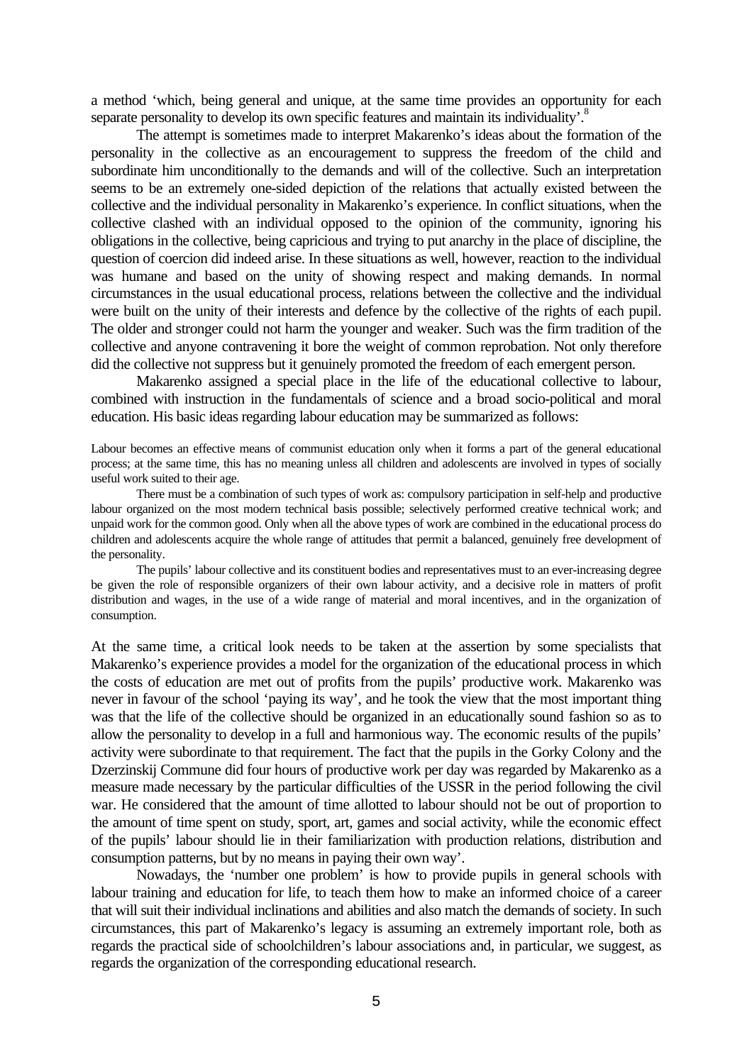a method 'which, being general and unique, at the same time provides an opportunity for each separate personality to develop its own specific features and maintain its individuality'.[8]

The attempt is sometimes made to interpret Makarenko's ideas about the formation of the personality in the collective as an encouragement to suppress the freedom of the child and subordinate him unconditionally to the demands and will of the collective. Such an interpretation seems to be an extremely one-sided depiction of the relations that actually existed between the collective and the individual personality in Makarenko's experience. In conflict situations, when the collective clashed with an individual opposed to the opinion of the community, ignoring his obligations in the collective, being capricious and trying to put anarchy in the place of discipline, the question of coercion did indeed arise. In these situations as well, however, reaction to the individual was humane and based on the unity of showing respect and making demands. In normal circumstances in the usual educational process, relations between the collective and the individual were built on the unity of their interests and defence by the collective of the rights of each pupil. The older and stronger could not harm the younger and weaker. Such was the firm tradition of the collective and anyone contravening it bore the weight of common reprobation. Not only therefore did the collective not suppress but it genuinely promoted the freedom of each emergent person.

Makarenko assigned a special place in the life of the educational collective to labour, combined with instruction in the fundamentals of science and a broad socio-political and moral education. His basic ideas regarding labour education may be summarized as follows:

> Labour becomes an effective means of communist education only when it forms a part of the general educational process; at the same time, this has no meaning unless all children and adolescents are involved in types of socially useful work suited to their age.
>
> There must be a combination of such types of work as: compulsory participation in self-help and productive labour organized on the most modern technical basis possible; selectively performed creative technical work; and unpaid work for the common good. Only when all the above types of work are combined in the educational process do children and adolescents acquire the whole range of attitudes that permit a balanced, genuinely free development of the personality.
>
> The pupils' labour collective and its constituent bodies and representatives must to an ever-increasing degree be given the role of responsible organizers of their own labour activity, and a decisive role in matters of profit distribution and wages, in the use of a wide range of material and moral incentives, and in the organization of consumption.

At the same time, a critical look needs to be taken at the assertion by some specialists that Makarenko's experience provides a model for the organization of the educational process in which the costs of education are met out of profits from the pupils' productive work. Makarenko was never in favour of the school 'paying its way', and he took the view that the most important thing was that the life of the collective should be organized in an educationally sound fashion so as to allow the personality to develop in a full and harmonious way. The economic results of the pupils' activity were subordinate to that requirement. The fact that the pupils in the Gorky Colony and the Dzerzinskij Commune did four hours of productive work per day was regarded by Makarenko as a measure made necessary by the particular difficulties of the USSR in the period following the civil war. He considered that the amount of time allotted to labour should not be out of proportion to the amount of time spent on study, sport, art, games and social activity, while the economic effect of the pupils' labour should lie in their familiarization with production relations, distribution and consumption patterns, but by no means in paying their own way'.

Nowadays, the 'number one problem' is how to provide pupils in general schools with labour training and education for life, to teach them how to make an informed choice of a career that will suit their individual inclinations and abilities and also match the demands of society. In such circumstances, this part of Makarenko's legacy is assuming an extremely important role, both as regards the practical side of schoolchildren's labour associations and, in particular, we suggest, as regards the organization of the corresponding educational research.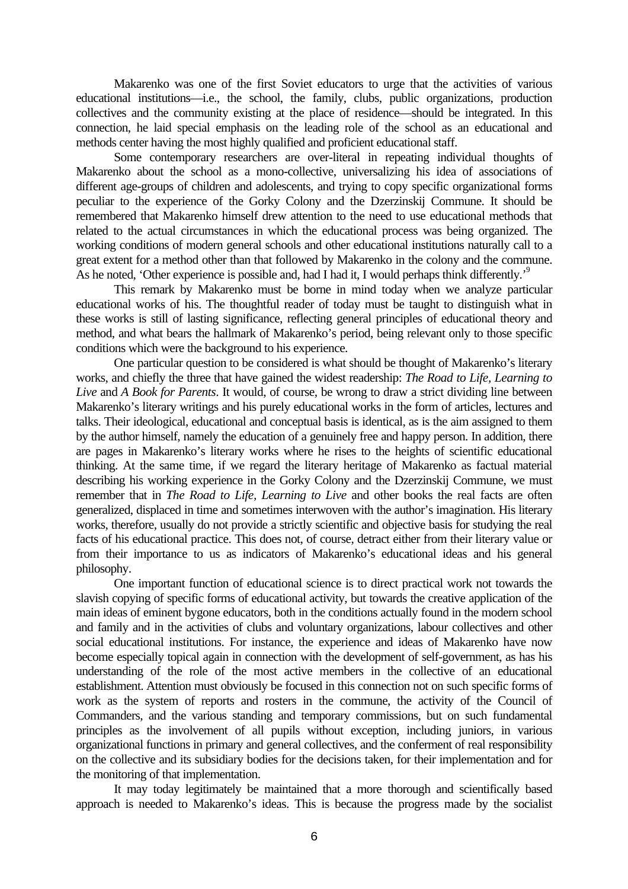Makarenko was one of the first Soviet educators to urge that the activities of various educational institutions—i.e., the school, the family, clubs, public organizations, production collectives and the community existing at the place of residence—should be integrated. In this connection, he laid special emphasis on the leading role of the school as an educational and methods center having the most highly qualified and proficient educational staff.

Some contemporary researchers are over-literal in repeating individual thoughts of Makarenko about the school as a mono-collective, universalizing his idea of associations of different age-groups of children and adolescents, and trying to copy specific organizational forms peculiar to the experience of the Gorky Colony and the Dzerzinskij Commune. It should be remembered that Makarenko himself drew attention to the need to use educational methods that related to the actual circumstances in which the educational process was being organized. The working conditions of modern general schools and other educational institutions naturally call to a great extent for a method other than that followed by Makarenko in the colony and the commune. As he noted, 'Other experience is possible and, had I had it, I would perhaps think differently.'[9]

This remark by Makarenko must be borne in mind today when we analyze particular educational works of his. The thoughtful reader of today must be taught to distinguish what in these works is still of lasting significance, reflecting general principles of educational theory and method, and what bears the hallmark of Makarenko's period, being relevant only to those specific conditions which were the background to his experience.

One particular question to be considered is what should be thought of Makarenko's literary works, and chiefly the three that have gained the widest readership: *The Road to Life*, *Learning to Live* and *A Book for Parents*. It would, of course, be wrong to draw a strict dividing line between Makarenko's literary writings and his purely educational works in the form of articles, lectures and talks. Their ideological, educational and conceptual basis is identical, as is the aim assigned to them by the author himself, namely the education of a genuinely free and happy person. In addition, there are pages in Makarenko's literary works where he rises to the heights of scientific educational thinking. At the same time, if we regard the literary heritage of Makarenko as factual material describing his working experience in the Gorky Colony and the Dzerzinskij Commune, we must remember that in *The Road to Life*, *Learning to Live* and other books the real facts are often generalized, displaced in time and sometimes interwoven with the author's imagination. His literary works, therefore, usually do not provide a strictly scientific and objective basis for studying the real facts of his educational practice. This does not, of course, detract either from their literary value or from their importance to us as indicators of Makarenko's educational ideas and his general philosophy.

One important function of educational science is to direct practical work not towards the slavish copying of specific forms of educational activity, but towards the creative application of the main ideas of eminent bygone educators, both in the conditions actually found in the modern school and family and in the activities of clubs and voluntary organizations, labour collectives and other social educational institutions. For instance, the experience and ideas of Makarenko have now become especially topical again in connection with the development of self-government, as has his understanding of the role of the most active members in the collective of an educational establishment. Attention must obviously be focused in this connection not on such specific forms of work as the system of reports and rosters in the commune, the activity of the Council of Commanders, and the various standing and temporary commissions, but on such fundamental principles as the involvement of all pupils without exception, including juniors, in various organizational functions in primary and general collectives, and the conferment of real responsibility on the collective and its subsidiary bodies for the decisions taken, for their implementation and for the monitoring of that implementation.

It may today legitimately be maintained that a more thorough and scientifically based approach is needed to Makarenko's ideas. This is because the progress made by the socialist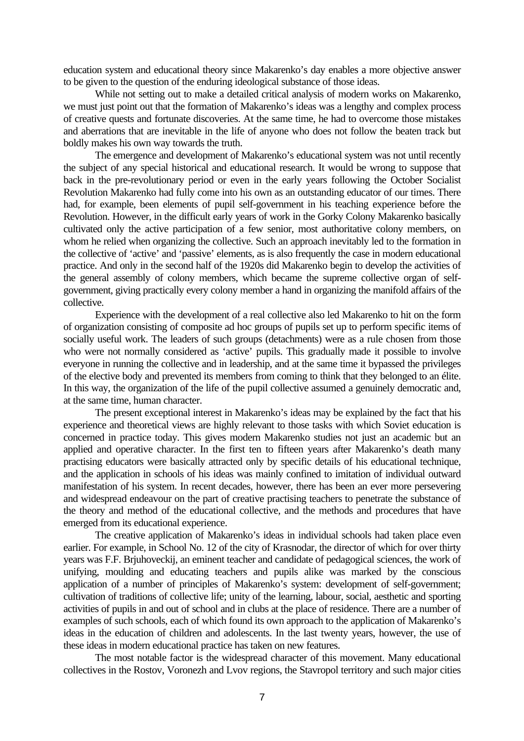education system and educational theory since Makarenko's day enables a more objective answer to be given to the question of the enduring ideological substance of those ideas.

While not setting out to make a detailed critical analysis of modern works on Makarenko, we must just point out that the formation of Makarenko's ideas was a lengthy and complex process of creative quests and fortunate discoveries. At the same time, he had to overcome those mistakes and aberrations that are inevitable in the life of anyone who does not follow the beaten track but boldly makes his own way towards the truth.

The emergence and development of Makarenko's educational system was not until recently the subject of any special historical and educational research. It would be wrong to suppose that back in the pre-revolutionary period or even in the early years following the October Socialist Revolution Makarenko had fully come into his own as an outstanding educator of our times. There had, for example, been elements of pupil self-government in his teaching experience before the Revolution. However, in the difficult early years of work in the Gorky Colony Makarenko basically cultivated only the active participation of a few senior, most authoritative colony members, on whom he relied when organizing the collective. Such an approach inevitably led to the formation in the collective of 'active' and 'passive' elements, as is also frequently the case in modern educational practice. And only in the second half of the 1920s did Makarenko begin to develop the activities of the general assembly of colony members, which became the supreme collective organ of self-government, giving practically every colony member a hand in organizing the manifold affairs of the collective.

Experience with the development of a real collective also led Makarenko to hit on the form of organization consisting of composite ad hoc groups of pupils set up to perform specific items of socially useful work. The leaders of such groups (detachments) were as a rule chosen from those who were not normally considered as 'active' pupils. This gradually made it possible to involve everyone in running the collective and in leadership, and at the same time it bypassed the privileges of the elective body and prevented its members from coming to think that they belonged to an élite. In this way, the organization of the life of the pupil collective assumed a genuinely democratic and, at the same time, human character.

The present exceptional interest in Makarenko's ideas may be explained by the fact that his experience and theoretical views are highly relevant to those tasks with which Soviet education is concerned in practice today. This gives modern Makarenko studies not just an academic but an applied and operative character. In the first ten to fifteen years after Makarenko's death many practising educators were basically attracted only by specific details of his educational technique, and the application in schools of his ideas was mainly confined to imitation of individual outward manifestation of his system. In recent decades, however, there has been an ever more persevering and widespread endeavour on the part of creative practising teachers to penetrate the substance of the theory and method of the educational collective, and the methods and procedures that have emerged from its educational experience.

The creative application of Makarenko's ideas in individual schools had taken place even earlier. For example, in School No. 12 of the city of Krasnodar, the director of which for over thirty years was F.F. Brjuhoveckij, an eminent teacher and candidate of pedagogical sciences, the work of unifying, moulding and educating teachers and pupils alike was marked by the conscious application of a number of principles of Makarenko's system: development of self-government; cultivation of traditions of collective life; unity of the learning, labour, social, aesthetic and sporting activities of pupils in and out of school and in clubs at the place of residence. There are a number of examples of such schools, each of which found its own approach to the application of Makarenko's ideas in the education of children and adolescents. In the last twenty years, however, the use of these ideas in modern educational practice has taken on new features.

The most notable factor is the widespread character of this movement. Many educational collectives in the Rostov, Voronezh and Lvov regions, the Stavropol territory and such major cities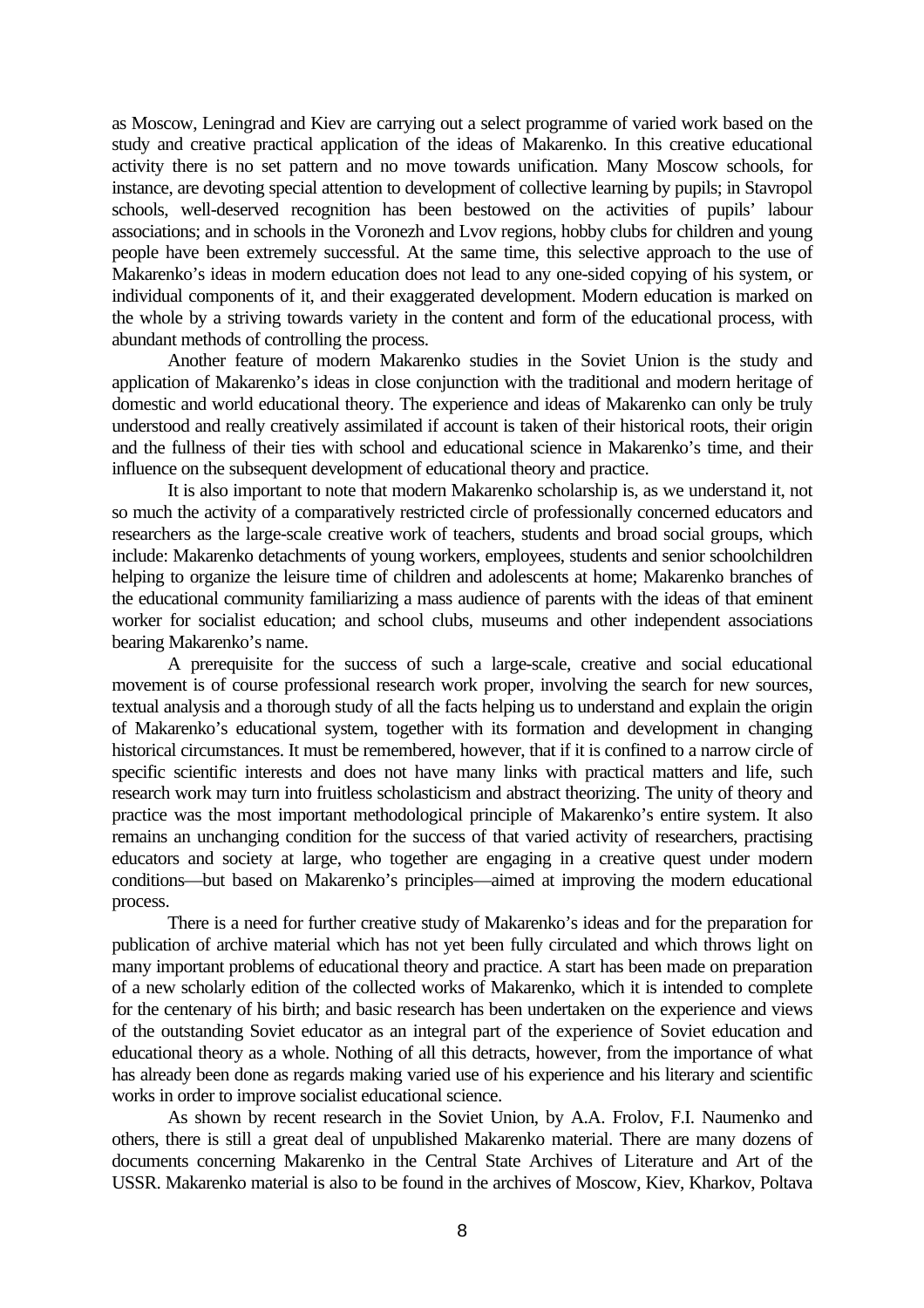as Moscow, Leningrad and Kiev are carrying out a select programme of varied work based on the study and creative practical application of the ideas of Makarenko. In this creative educational activity there is no set pattern and no move towards unification. Many Moscow schools, for instance, are devoting special attention to development of collective learning by pupils; in Stavropol schools, well-deserved recognition has been bestowed on the activities of pupils' labour associations; and in schools in the Voronezh and Lvov regions, hobby clubs for children and young people have been extremely successful. At the same time, this selective approach to the use of Makarenko's ideas in modern education does not lead to any one-sided copying of his system, or individual components of it, and their exaggerated development. Modern education is marked on the whole by a striving towards variety in the content and form of the educational process, with abundant methods of controlling the process.

Another feature of modern Makarenko studies in the Soviet Union is the study and application of Makarenko's ideas in close conjunction with the traditional and modern heritage of domestic and world educational theory. The experience and ideas of Makarenko can only be truly understood and really creatively assimilated if account is taken of their historical roots, their origin and the fullness of their ties with school and educational science in Makarenko's time, and their influence on the subsequent development of educational theory and practice.

It is also important to note that modern Makarenko scholarship is, as we understand it, not so much the activity of a comparatively restricted circle of professionally concerned educators and researchers as the large-scale creative work of teachers, students and broad social groups, which include: Makarenko detachments of young workers, employees, students and senior schoolchildren helping to organize the leisure time of children and adolescents at home; Makarenko branches of the educational community familiarizing a mass audience of parents with the ideas of that eminent worker for socialist education; and school clubs, museums and other independent associations bearing Makarenko's name.

A prerequisite for the success of such a large-scale, creative and social educational movement is of course professional research work proper, involving the search for new sources, textual analysis and a thorough study of all the facts helping us to understand and explain the origin of Makarenko's educational system, together with its formation and development in changing historical circumstances. It must be remembered, however, that if it is confined to a narrow circle of specific scientific interests and does not have many links with practical matters and life, such research work may turn into fruitless scholasticism and abstract theorizing. The unity of theory and practice was the most important methodological principle of Makarenko's entire system. It also remains an unchanging condition for the success of that varied activity of researchers, practising educators and society at large, who together are engaging in a creative quest under modern conditions—but based on Makarenko's principles—aimed at improving the modern educational process.

There is a need for further creative study of Makarenko's ideas and for the preparation for publication of archive material which has not yet been fully circulated and which throws light on many important problems of educational theory and practice. A start has been made on preparation of a new scholarly edition of the collected works of Makarenko, which it is intended to complete for the centenary of his birth; and basic research has been undertaken on the experience and views of the outstanding Soviet educator as an integral part of the experience of Soviet education and educational theory as a whole. Nothing of all this detracts, however, from the importance of what has already been done as regards making varied use of his experience and his literary and scientific works in order to improve socialist educational science.

As shown by recent research in the Soviet Union, by A.A. Frolov, F.I. Naumenko and others, there is still a great deal of unpublished Makarenko material. There are many dozens of documents concerning Makarenko in the Central State Archives of Literature and Art of the USSR. Makarenko material is also to be found in the archives of Moscow, Kiev, Kharkov, Poltava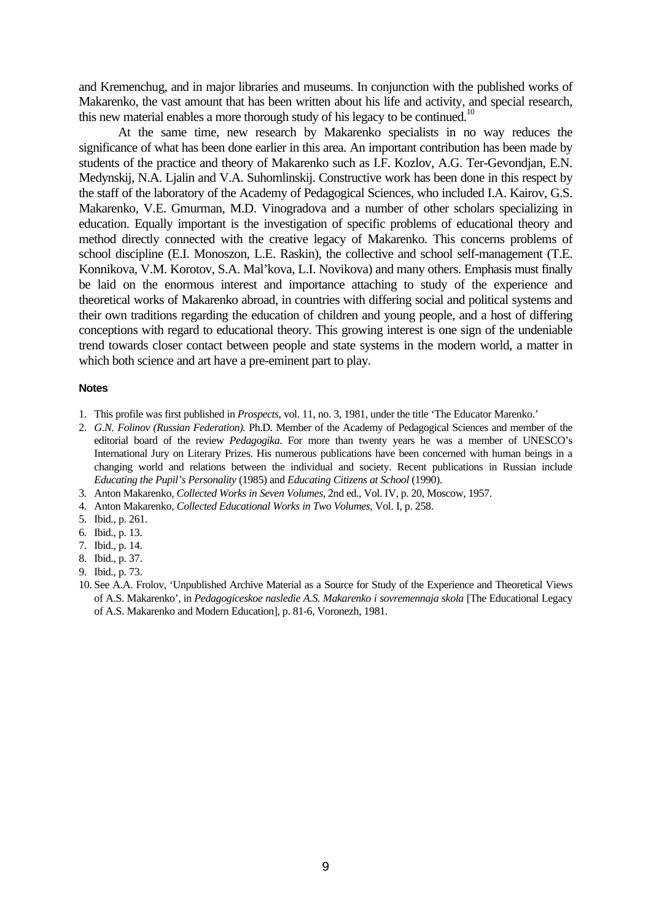and Kremenchug, and in major libraries and museums. In conjunction with the published works of Makarenko, the vast amount that has been written about his life and activity, and special research, this new material enables a more thorough study of his legacy to be continued.[10]

At the same time, new research by Makarenko specialists in no way reduces the significance of what has been done earlier in this area. An important contribution has been made by students of the practice and theory of Makarenko such as I.F. Kozlov, A.G. Ter-Gevondjan, E.N. Medynskij, N.A. Ljalin and V.A. Suhomlinskij. Constructive work has been done in this respect by the staff of the laboratory of the Academy of Pedagogical Sciences, who included I.A. Kairov, G.S. Makarenko, V.E. Gmurman, M.D. Vinogradova and a number of other scholars specializing in education. Equally important is the investigation of specific problems of educational theory and method directly connected with the creative legacy of Makarenko. This concerns problems of school discipline (E.I. Monoszon, L.E. Raskin), the collective and school self-management (T.E. Konnikova, V.M. Korotov, S.A. Mal'kova, L.I. Novikova) and many others. Emphasis must finally be laid on the enormous interest and importance attaching to study of the experience and theoretical works of Makarenko abroad, in countries with differing social and political systems and their own traditions regarding the education of children and young people, and a host of differing conceptions with regard to educational theory. This growing interest is one sign of the undeniable trend towards closer contact between people and state systems in the modern world, a matter in which both science and art have a pre-eminent part to play.

### Notes

1. This profile was first published in *Prospects*, vol. 11, no. 3, 1981, under the title 'The Educator Marenko.'
2. *G.N. Folinov (Russian Federation).* Ph.D. Member of the Academy of Pedagogical Sciences and member of the editorial board of the review *Pedagogika*. For more than twenty years he was a member of UNESCO's International Jury on Literary Prizes. His numerous publications have been concerned with human beings in a changing world and relations between the individual and society. Recent publications in Russian include *Educating the Pupil's Personality* (1985) and *Educating Citizens at School* (1990).
3. Anton Makarenko, *Collected Works in Seven Volumes*, 2nd ed., Vol. IV, p. 20, Moscow, 1957.
4. Anton Makarenko, *Collected Educational Works in Two Volumes*, Vol. I, p. 258.
5. Ibid., p. 261.
6. Ibid., p. 13.
7. Ibid., p. 14.
8. Ibid., p. 37.
9. Ibid., p. 73.
10. See A.A. Frolov, 'Unpublished Archive Material as a Source for Study of the Experience and Theoretical Views of A.S. Makarenko', in *Pedagogiceskoe nasledie A.S. Makarenko i sovremennaja skola* [The Educational Legacy of A.S. Makarenko and Modern Education], p. 81-6, Voronezh, 1981.